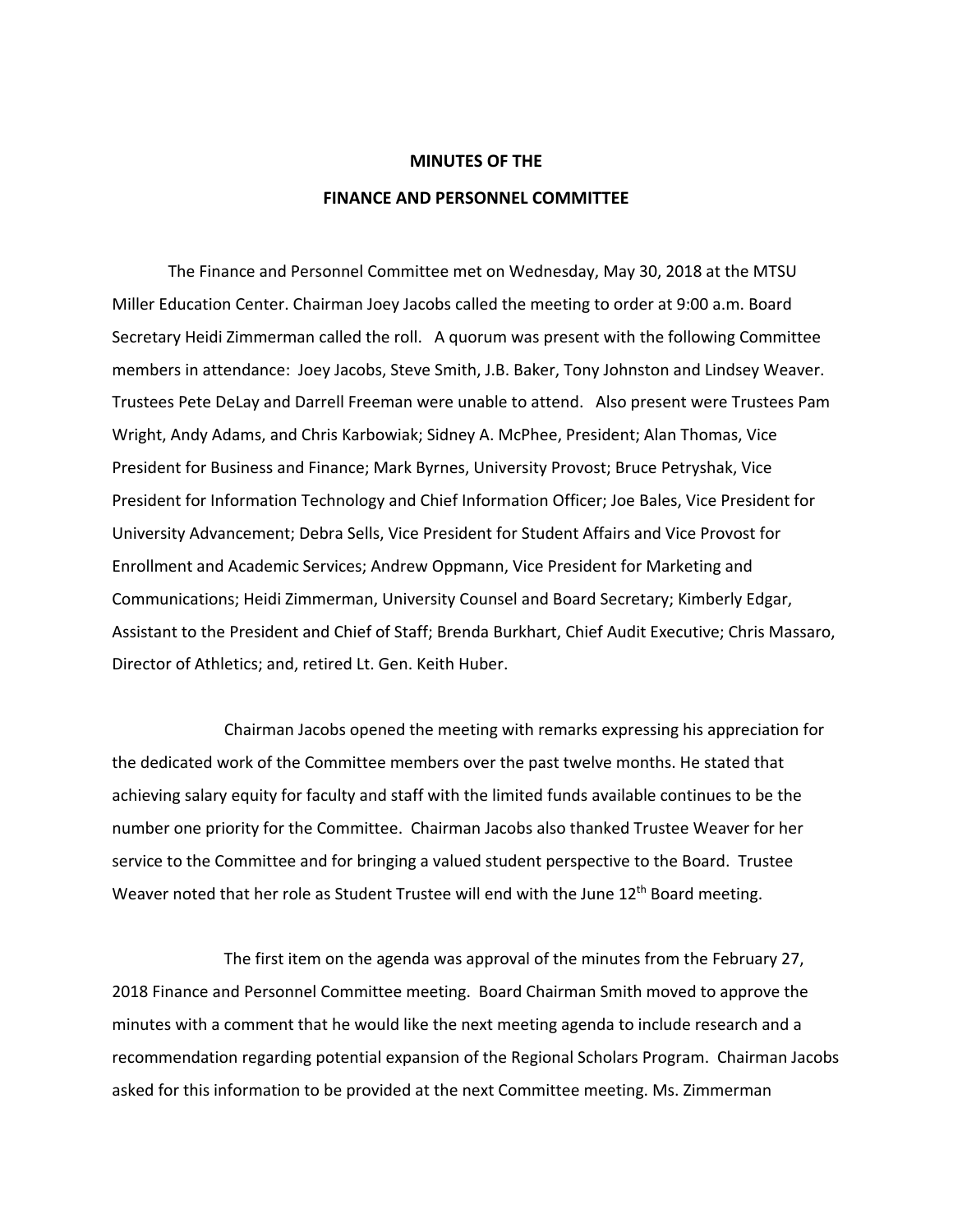**MINUTES OF THE**

**FINANCE AND PERSONNEL COMMITTEE**

The Finance and Personnel Committee met on Wednesday, May 30, 2018 at the MTSU Miller Education Center. Chairman Joey Jacobs called the meeting to order at 9:00 a.m. Board Secretary Heidi Zimmerman called the roll. A quorum was present with the following Committee members in attendance: Joey Jacobs, Steve Smith, J.B. Baker, Tony Johnston and Lindsey Weaver. Trustees Pete DeLay and Darrell Freeman were unable to attend. Also present were Trustees Pam Wright, Andy Adams, and Chris Karbowiak; Sidney A. McPhee, President; Alan Thomas, Vice President for Business and Finance; Mark Byrnes, University Provost; Bruce Petryshak, Vice President for Information Technology and Chief Information Officer; Joe Bales, Vice President for University Advancement; Debra Sells, Vice President for Student Affairs and Vice Provost for Enrollment and Academic Services; Andrew Oppmann, Vice President for Marketing and Communications; Heidi Zimmerman, University Counsel and Board Secretary; Kimberly Edgar, Assistant to the President and Chief of Staff; Brenda Burkhart, Chief Audit Executive; Chris Massaro, Director of Athletics; and, retired Lt. Gen. Keith Huber.

Chairman Jacobs opened the meeting with remarks expressing his appreciation for the dedicated work of the Committee members over the past twelve months. He stated that achieving salary equity for faculty and staff with the limited funds available continues to be the number one priority for the Committee. Chairman Jacobs also thanked Trustee Weaver for her service to the Committee and for bringing a valued student perspective to the Board. Trustee Weaver noted that her role as Student Trustee will end with the June 12th Board meeting.

The first item on the agenda was approval of the minutes from the February 27, 2018 Finance and Personnel Committee meeting. Board Chairman Smith moved to approve the minutes with a comment that he would like the next meeting agenda to include research and a recommendation regarding potential expansion of the Regional Scholars Program. Chairman Jacobs asked for this information to be provided at the next Committee meeting. Ms. Zimmerman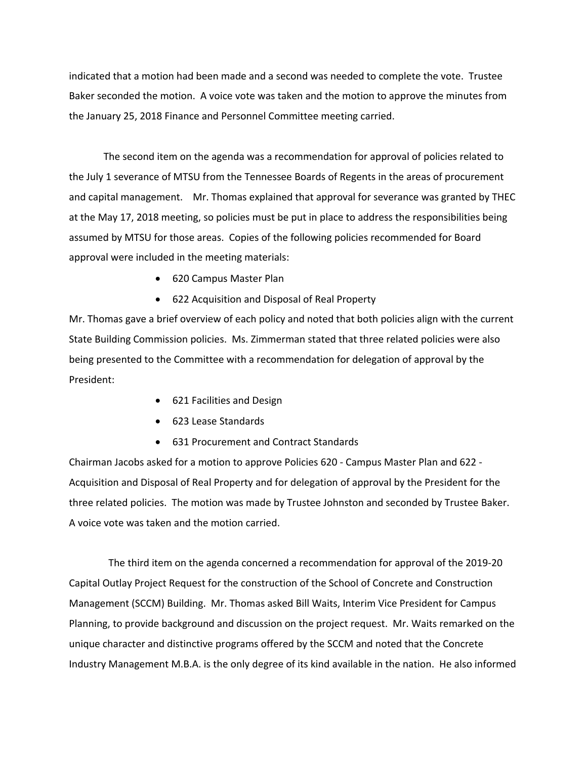indicated that a motion had been made and a second was needed to complete the vote. Trustee Baker seconded the motion. A voice vote was taken and the motion to approve the minutes from the January 25, 2018 Finance and Personnel Committee meeting carried.

The second item on the agenda was a recommendation for approval of policies related to the July 1 severance of MTSU from the Tennessee Boards of Regents in the areas of procurement and capital management. Mr. Thomas explained that approval for severance was granted by THEC at the May 17, 2018 meeting, so policies must be put in place to address the responsibilities being assumed by MTSU for those areas. Copies of the following policies recommended for Board approval were included in the meeting materials:

- 620 Campus Master Plan
- 622 Acquisition and Disposal of Real Property

Mr. Thomas gave a brief overview of each policy and noted that both policies align with the current State Building Commission policies. Ms. Zimmerman stated that three related policies were also being presented to the Committee with a recommendation for delegation of approval by the President:

- 621 Facilities and Design
- 623 Lease Standards
- 631 Procurement and Contract Standards

Chairman Jacobs asked for a motion to approve Policies 620 - Campus Master Plan and 622 - Acquisition and Disposal of Real Property and for delegation of approval by the President for the three related policies. The motion was made by Trustee Johnston and seconded by Trustee Baker. A voice vote was taken and the motion carried.

The third item on the agenda concerned a recommendation for approval of the 2019-20 Capital Outlay Project Request for the construction of the School of Concrete and Construction Management (SCCM) Building. Mr. Thomas asked Bill Waits, Interim Vice President for Campus Planning, to provide background and discussion on the project request. Mr. Waits remarked on the unique character and distinctive programs offered by the SCCM and noted that the Concrete Industry Management M.B.A. is the only degree of its kind available in the nation. He also informed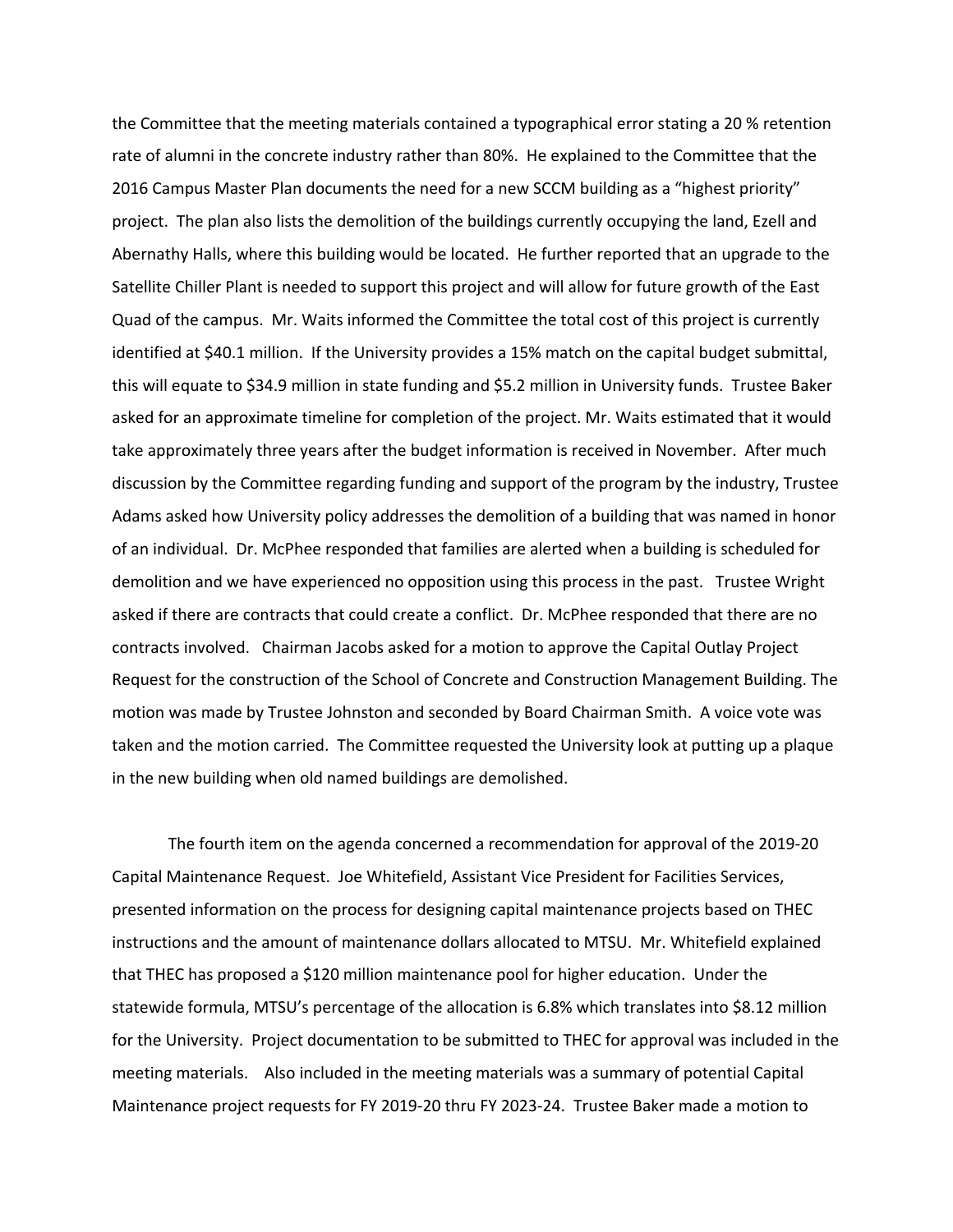the Committee that the meeting materials contained a typographical error stating a 20 % retention rate of alumni in the concrete industry rather than 80%. He explained to the Committee that the 2016 Campus Master Plan documents the need for a new SCCM building as a "highest priority" project. The plan also lists the demolition of the buildings currently occupying the land, Ezell and Abernathy Halls, where this building would be located. He further reported that an upgrade to the Satellite Chiller Plant is needed to support this project and will allow for future growth of the East Quad of the campus. Mr. Waits informed the Committee the total cost of this project is currently identified at $40.1 million. If the University provides a 15% match on the capital budget submittal, this will equate to $34.9 million in state funding and $5.2 million in University funds. Trustee Baker asked for an approximate timeline for completion of the project. Mr. Waits estimated that it would take approximately three years after the budget information is received in November. After much discussion by the Committee regarding funding and support of the program by the industry, Trustee Adams asked how University policy addresses the demolition of a building that was named in honor of an individual. Dr. McPhee responded that families are alerted when a building is scheduled for demolition and we have experienced no opposition using this process in the past. Trustee Wright asked if there are contracts that could create a conflict. Dr. McPhee responded that there are no contracts involved. Chairman Jacobs asked for a motion to approve the Capital Outlay Project Request for the construction of the School of Concrete and Construction Management Building. The motion was made by Trustee Johnston and seconded by Board Chairman Smith. A voice vote was taken and the motion carried. The Committee requested the University look at putting up a plaque in the new building when old named buildings are demolished.

The fourth item on the agenda concerned a recommendation for approval of the 2019-20 Capital Maintenance Request. Joe Whitefield, Assistant Vice President for Facilities Services, presented information on the process for designing capital maintenance projects based on THEC instructions and the amount of maintenance dollars allocated to MTSU. Mr. Whitefield explained that THEC has proposed a $120 million maintenance pool for higher education. Under the statewide formula, MTSU's percentage of the allocation is 6.8% which translates into $8.12 million for the University. Project documentation to be submitted to THEC for approval was included in the meeting materials. Also included in the meeting materials was a summary of potential Capital Maintenance project requests for FY 2019-20 thru FY 2023-24. Trustee Baker made a motion to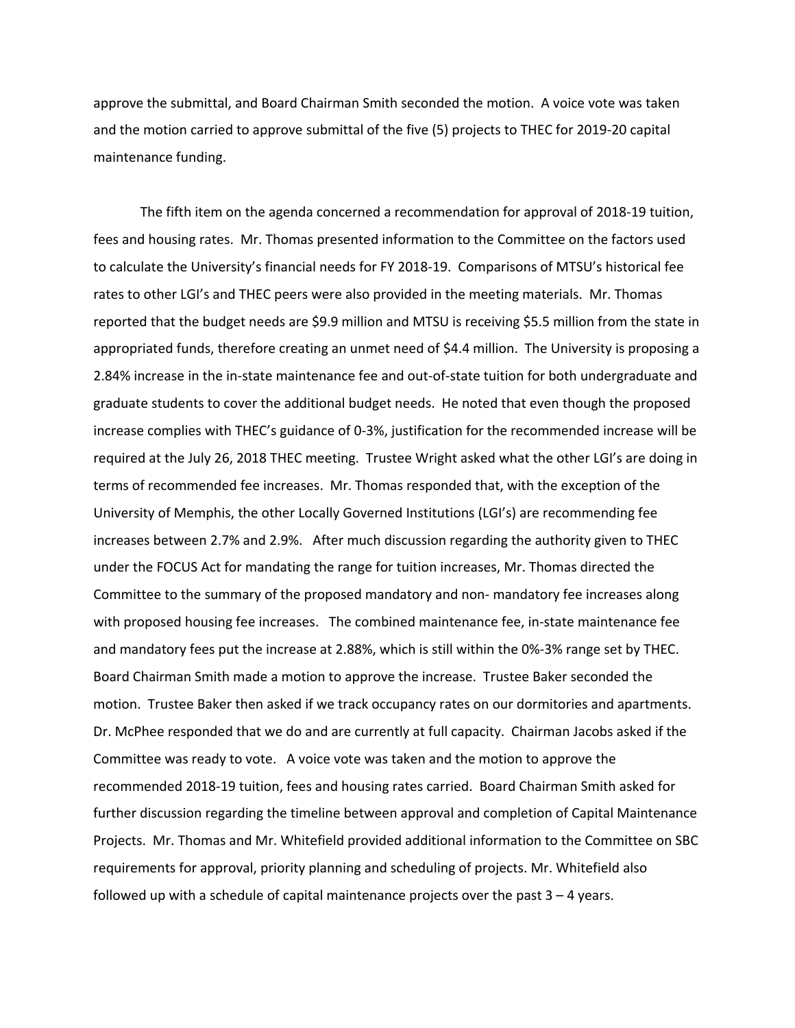approve the submittal, and Board Chairman Smith seconded the motion. A voice vote was taken and the motion carried to approve submittal of the five (5) projects to THEC for 2019-20 capital maintenance funding.

The fifth item on the agenda concerned a recommendation for approval of 2018-19 tuition, fees and housing rates. Mr. Thomas presented information to the Committee on the factors used to calculate the University's financial needs for FY 2018-19. Comparisons of MTSU's historical fee rates to other LGI's and THEC peers were also provided in the meeting materials. Mr. Thomas reported that the budget needs are $9.9 million and MTSU is receiving $5.5 million from the state in appropriated funds, therefore creating an unmet need of $4.4 million. The University is proposing a 2.84% increase in the in-state maintenance fee and out-of-state tuition for both undergraduate and graduate students to cover the additional budget needs. He noted that even though the proposed increase complies with THEC's guidance of 0-3%, justification for the recommended increase will be required at the July 26, 2018 THEC meeting. Trustee Wright asked what the other LGI's are doing in terms of recommended fee increases. Mr. Thomas responded that, with the exception of the University of Memphis, the other Locally Governed Institutions (LGI's) are recommending fee increases between 2.7% and 2.9%. After much discussion regarding the authority given to THEC under the FOCUS Act for mandating the range for tuition increases, Mr. Thomas directed the Committee to the summary of the proposed mandatory and non- mandatory fee increases along with proposed housing fee increases. The combined maintenance fee, in-state maintenance fee and mandatory fees put the increase at 2.88%, which is still within the 0%-3% range set by THEC. Board Chairman Smith made a motion to approve the increase. Trustee Baker seconded the motion. Trustee Baker then asked if we track occupancy rates on our dormitories and apartments. Dr. McPhee responded that we do and are currently at full capacity. Chairman Jacobs asked if the Committee was ready to vote. A voice vote was taken and the motion to approve the recommended 2018-19 tuition, fees and housing rates carried. Board Chairman Smith asked for further discussion regarding the timeline between approval and completion of Capital Maintenance Projects. Mr. Thomas and Mr. Whitefield provided additional information to the Committee on SBC requirements for approval, priority planning and scheduling of projects. Mr. Whitefield also followed up with a schedule of capital maintenance projects over the past 3 – 4 years.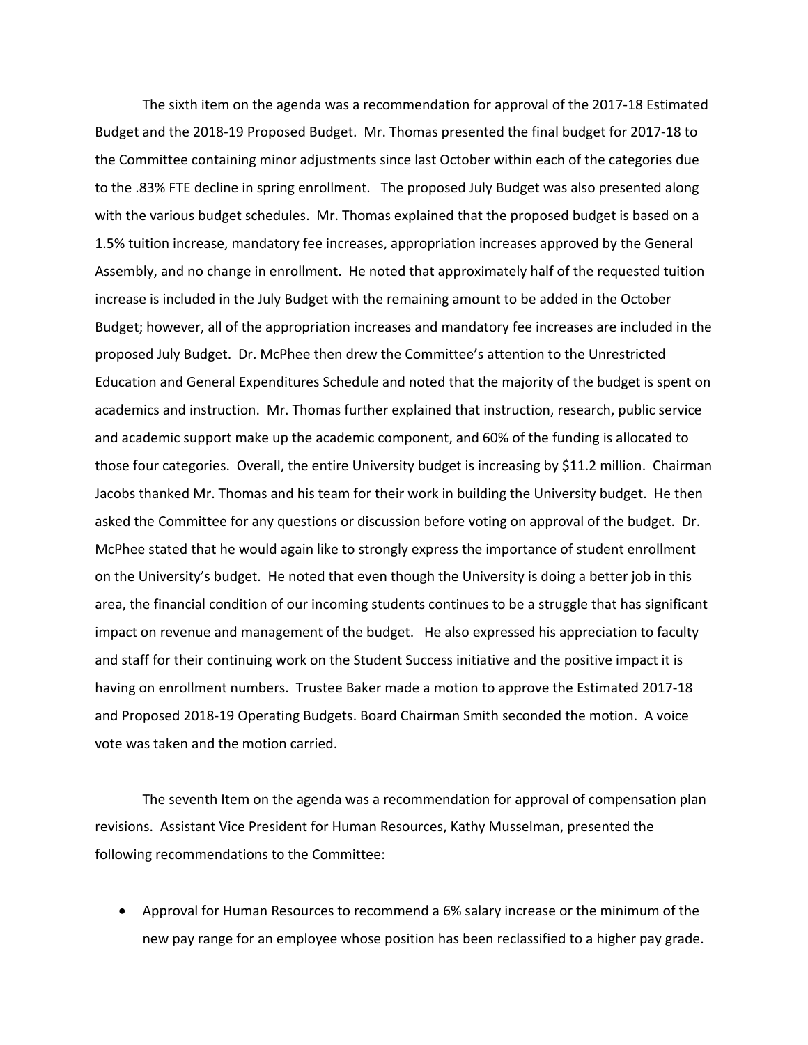The sixth item on the agenda was a recommendation for approval of the 2017-18 Estimated Budget and the 2018-19 Proposed Budget. Mr. Thomas presented the final budget for 2017-18 to the Committee containing minor adjustments since last October within each of the categories due to the .83% FTE decline in spring enrollment. The proposed July Budget was also presented along with the various budget schedules. Mr. Thomas explained that the proposed budget is based on a 1.5% tuition increase, mandatory fee increases, appropriation increases approved by the General Assembly, and no change in enrollment. He noted that approximately half of the requested tuition increase is included in the July Budget with the remaining amount to be added in the October Budget; however, all of the appropriation increases and mandatory fee increases are included in the proposed July Budget. Dr. McPhee then drew the Committee's attention to the Unrestricted Education and General Expenditures Schedule and noted that the majority of the budget is spent on academics and instruction. Mr. Thomas further explained that instruction, research, public service and academic support make up the academic component, and 60% of the funding is allocated to those four categories. Overall, the entire University budget is increasing by $11.2 million. Chairman Jacobs thanked Mr. Thomas and his team for their work in building the University budget. He then asked the Committee for any questions or discussion before voting on approval of the budget. Dr. McPhee stated that he would again like to strongly express the importance of student enrollment on the University's budget. He noted that even though the University is doing a better job in this area, the financial condition of our incoming students continues to be a struggle that has significant impact on revenue and management of the budget. He also expressed his appreciation to faculty and staff for their continuing work on the Student Success initiative and the positive impact it is having on enrollment numbers. Trustee Baker made a motion to approve the Estimated 2017-18 and Proposed 2018-19 Operating Budgets. Board Chairman Smith seconded the motion. A voice vote was taken and the motion carried.

The seventh Item on the agenda was a recommendation for approval of compensation plan revisions. Assistant Vice President for Human Resources, Kathy Musselman, presented the following recommendations to the Committee:

- Approval for Human Resources to recommend a 6% salary increase or the minimum of the new pay range for an employee whose position has been reclassified to a higher pay grade.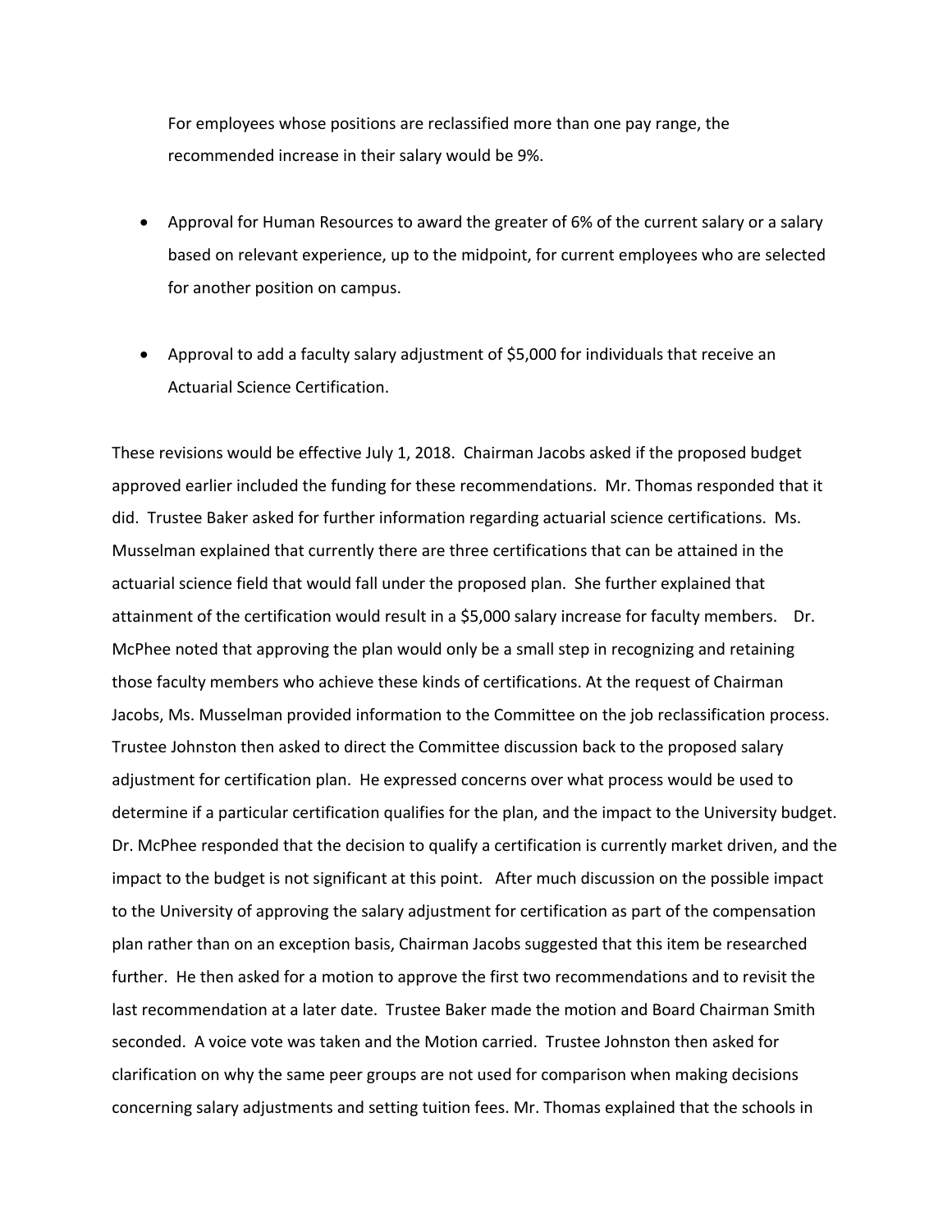For employees whose positions are reclassified more than one pay range, the recommended increase in their salary would be 9%.

- Approval for Human Resources to award the greater of 6% of the current salary or a salary based on relevant experience, up to the midpoint, for current employees who are selected for another position on campus.

- Approval to add a faculty salary adjustment of $5,000 for individuals that receive an Actuarial Science Certification.

These revisions would be effective July 1, 2018. Chairman Jacobs asked if the proposed budget approved earlier included the funding for these recommendations. Mr. Thomas responded that it did. Trustee Baker asked for further information regarding actuarial science certifications. Ms. Musselman explained that currently there are three certifications that can be attained in the actuarial science field that would fall under the proposed plan. She further explained that attainment of the certification would result in a $5,000 salary increase for faculty members. Dr. McPhee noted that approving the plan would only be a small step in recognizing and retaining those faculty members who achieve these kinds of certifications. At the request of Chairman Jacobs, Ms. Musselman provided information to the Committee on the job reclassification process. Trustee Johnston then asked to direct the Committee discussion back to the proposed salary adjustment for certification plan. He expressed concerns over what process would be used to determine if a particular certification qualifies for the plan, and the impact to the University budget. Dr. McPhee responded that the decision to qualify a certification is currently market driven, and the impact to the budget is not significant at this point. After much discussion on the possible impact to the University of approving the salary adjustment for certification as part of the compensation plan rather than on an exception basis, Chairman Jacobs suggested that this item be researched further. He then asked for a motion to approve the first two recommendations and to revisit the last recommendation at a later date. Trustee Baker made the motion and Board Chairman Smith seconded. A voice vote was taken and the Motion carried. Trustee Johnston then asked for clarification on why the same peer groups are not used for comparison when making decisions concerning salary adjustments and setting tuition fees. Mr. Thomas explained that the schools in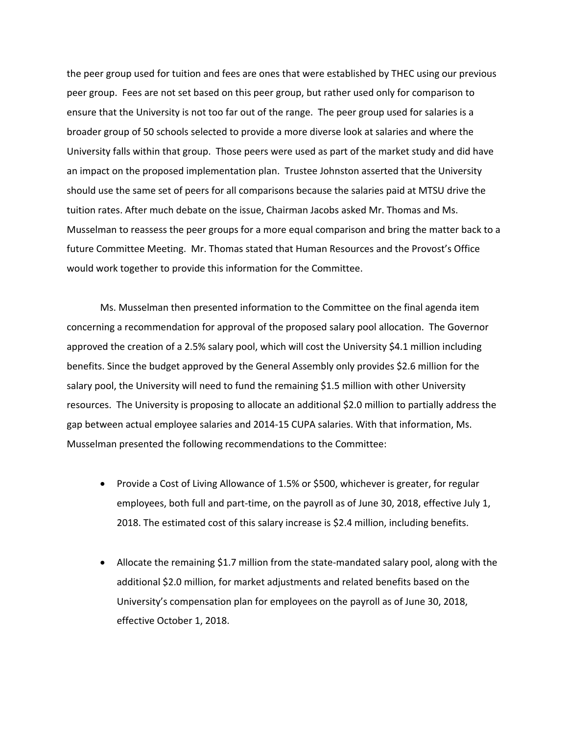the peer group used for tuition and fees are ones that were established by THEC using our previous peer group. Fees are not set based on this peer group, but rather used only for comparison to ensure that the University is not too far out of the range. The peer group used for salaries is a broader group of 50 schools selected to provide a more diverse look at salaries and where the University falls within that group. Those peers were used as part of the market study and did have an impact on the proposed implementation plan. Trustee Johnston asserted that the University should use the same set of peers for all comparisons because the salaries paid at MTSU drive the tuition rates. After much debate on the issue, Chairman Jacobs asked Mr. Thomas and Ms. Musselman to reassess the peer groups for a more equal comparison and bring the matter back to a future Committee Meeting. Mr. Thomas stated that Human Resources and the Provost's Office would work together to provide this information for the Committee.

Ms. Musselman then presented information to the Committee on the final agenda item concerning a recommendation for approval of the proposed salary pool allocation. The Governor approved the creation of a 2.5% salary pool, which will cost the University $4.1 million including benefits. Since the budget approved by the General Assembly only provides $2.6 million for the salary pool, the University will need to fund the remaining $1.5 million with other University resources. The University is proposing to allocate an additional $2.0 million to partially address the gap between actual employee salaries and 2014-15 CUPA salaries. With that information, Ms. Musselman presented the following recommendations to the Committee:

- Provide a Cost of Living Allowance of 1.5% or $500, whichever is greater, for regular employees, both full and part-time, on the payroll as of June 30, 2018, effective July 1, 2018. The estimated cost of this salary increase is $2.4 million, including benefits.

- Allocate the remaining $1.7 million from the state-mandated salary pool, along with the additional $2.0 million, for market adjustments and related benefits based on the University's compensation plan for employees on the payroll as of June 30, 2018, effective October 1, 2018.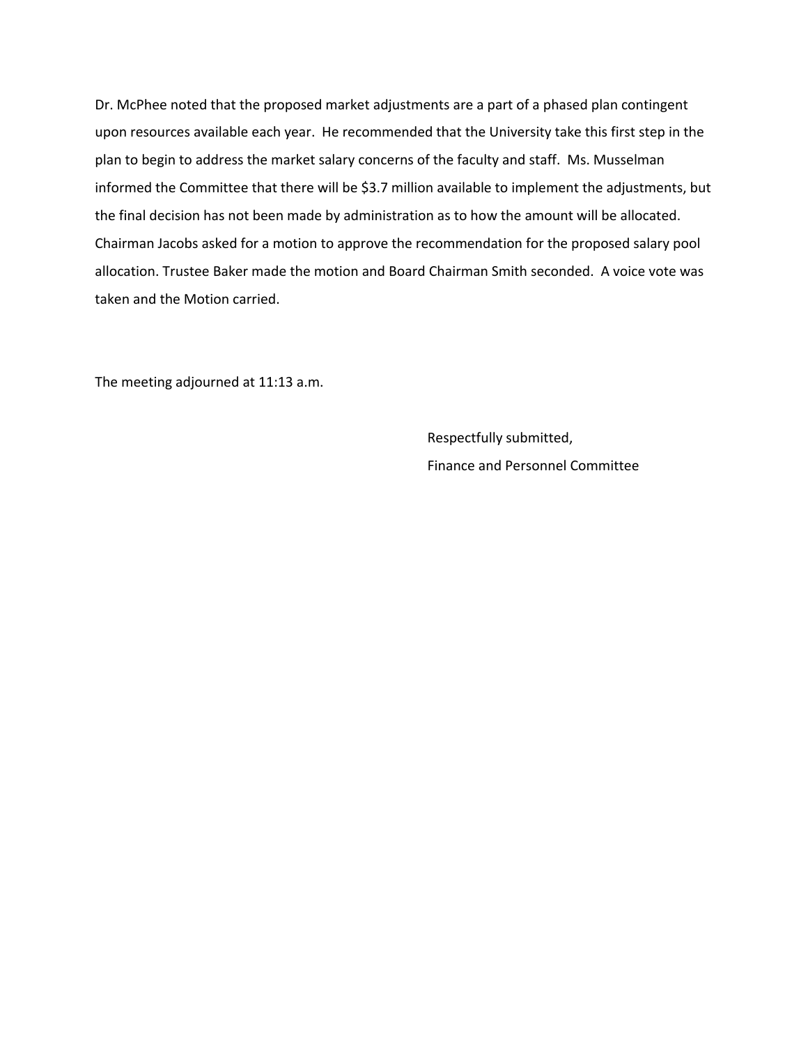Dr. McPhee noted that the proposed market adjustments are a part of a phased plan contingent upon resources available each year. He recommended that the University take this first step in the plan to begin to address the market salary concerns of the faculty and staff. Ms. Musselman informed the Committee that there will be $3.7 million available to implement the adjustments, but the final decision has not been made by administration as to how the amount will be allocated. Chairman Jacobs asked for a motion to approve the recommendation for the proposed salary pool allocation. Trustee Baker made the motion and Board Chairman Smith seconded. A voice vote was taken and the Motion carried.

The meeting adjourned at 11:13 a.m.

Respectfully submitted,
Finance and Personnel Committee